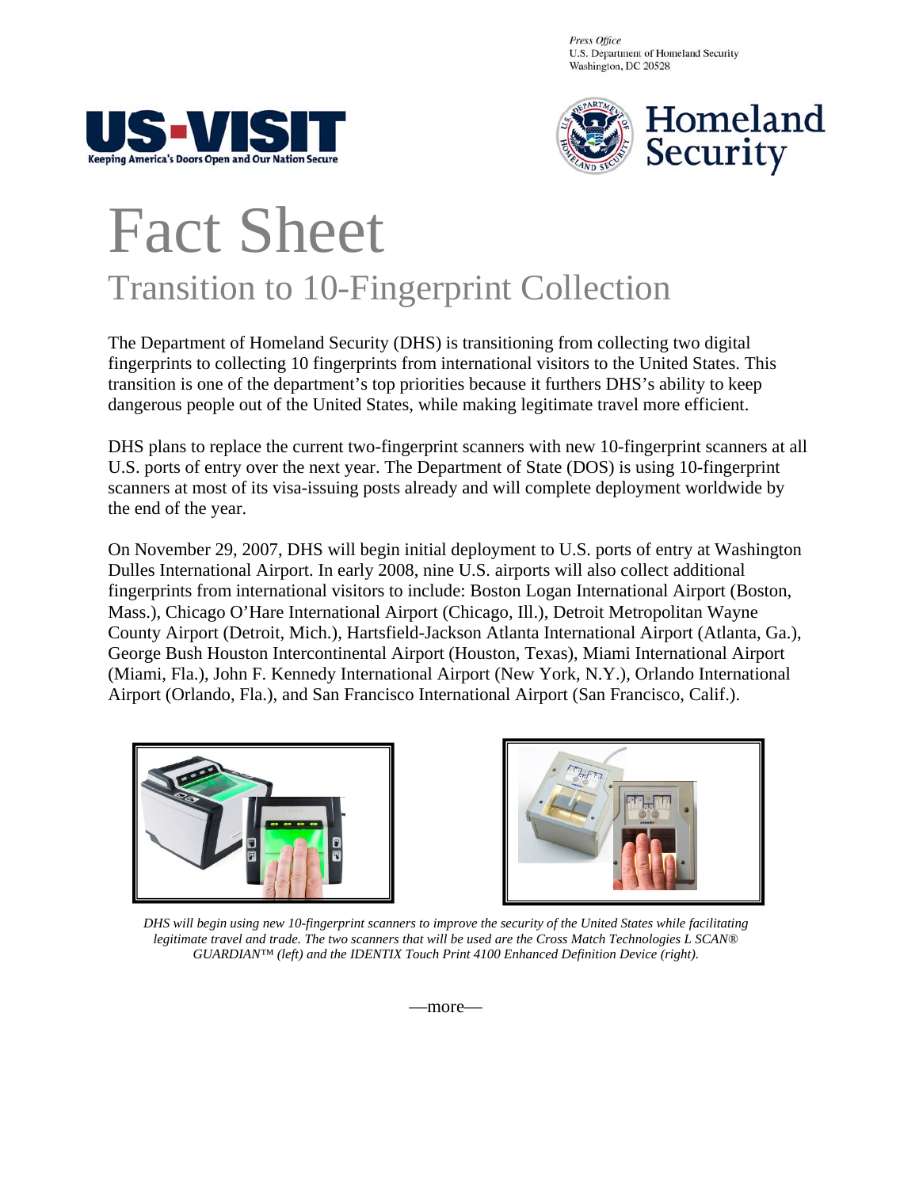Press Office
U.S. Department of Homeland Security
Washington, DC 20528

# Fact Sheet

## Transition to 10-Fingerprint Collection

The Department of Homeland Security (DHS) is transitioning from collecting two digital fingerprints to collecting 10 fingerprints from international visitors to the United States. This transition is one of the department's top priorities because it furthers DHS's ability to keep dangerous people out of the United States, while making legitimate travel more efficient.

DHS plans to replace the current two-fingerprint scanners with new 10-fingerprint scanners at all U.S. ports of entry over the next year. The Department of State (DOS) is using 10-fingerprint scanners at most of its visa-issuing posts already and will complete deployment worldwide by the end of the year.

On November 29, 2007, DHS will begin initial deployment to U.S. ports of entry at Washington Dulles International Airport. In early 2008, nine U.S. airports will also collect additional fingerprints from international visitors to include: Boston Logan International Airport (Boston, Mass.), Chicago O'Hare International Airport (Chicago, Ill.), Detroit Metropolitan Wayne County Airport (Detroit, Mich.), Hartsfield-Jackson Atlanta International Airport (Atlanta, Ga.), George Bush Houston Intercontinental Airport (Houston, Texas), Miami International Airport (Miami, Fla.), John F. Kennedy International Airport (New York, N.Y.), Orlando International Airport (Orlando, Fla.), and San Francisco International Airport (San Francisco, Calif.).

*DHS will begin using new 10-fingerprint scanners to improve the security of the United States while facilitating legitimate travel and trade. The two scanners that will be used are the Cross Match Technologies L SCAN® GUARDIAN™ (left) and the IDENTIX Touch Print 4100 Enhanced Definition Device (right).*

—more—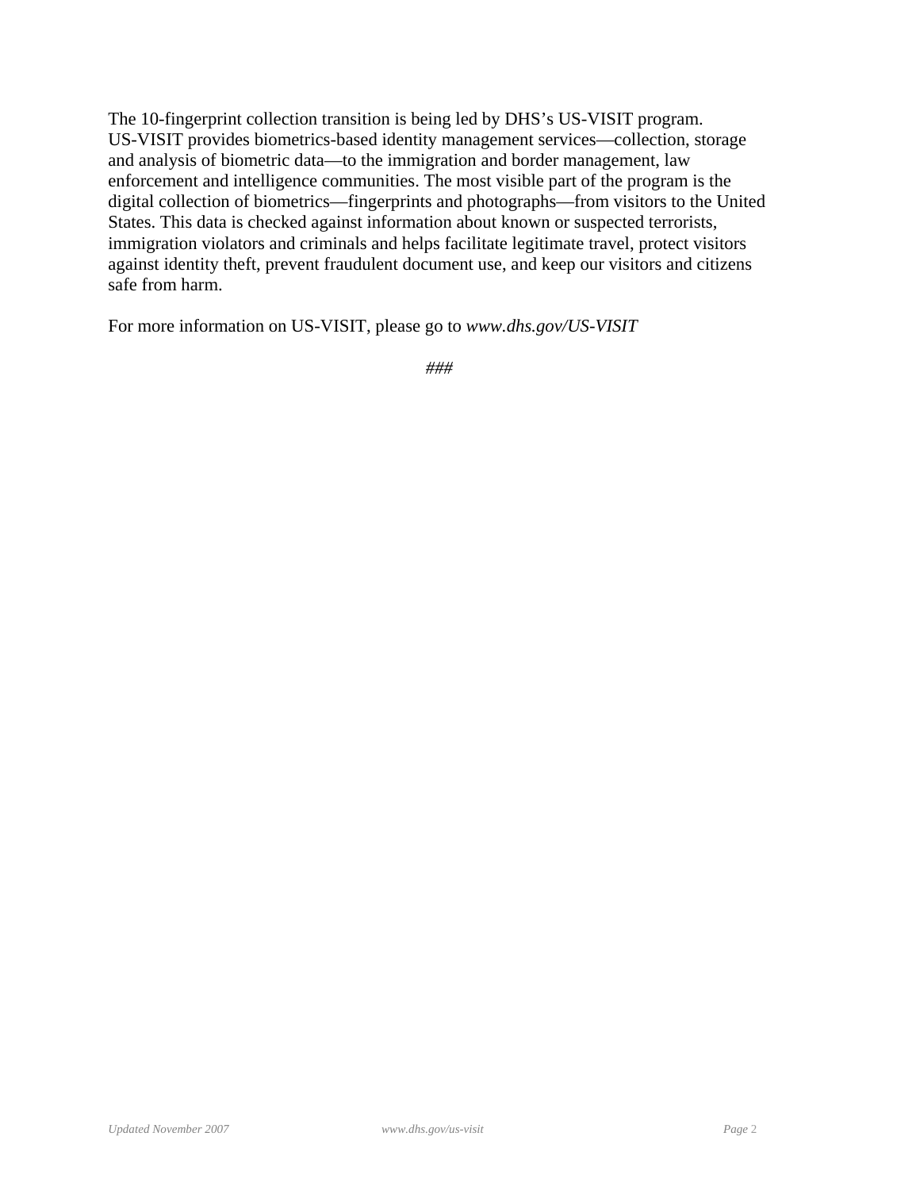The 10-fingerprint collection transition is being led by DHS's US-VISIT program. US-VISIT provides biometrics-based identity management services—collection, storage and analysis of biometric data—to the immigration and border management, law enforcement and intelligence communities. The most visible part of the program is the digital collection of biometrics—fingerprints and photographs—from visitors to the United States. This data is checked against information about known or suspected terrorists, immigration violators and criminals and helps facilitate legitimate travel, protect visitors against identity theft, prevent fraudulent document use, and keep our visitors and citizens safe from harm.

For more information on US-VISIT, please go to *www.dhs.gov/US-VISIT*

*###*